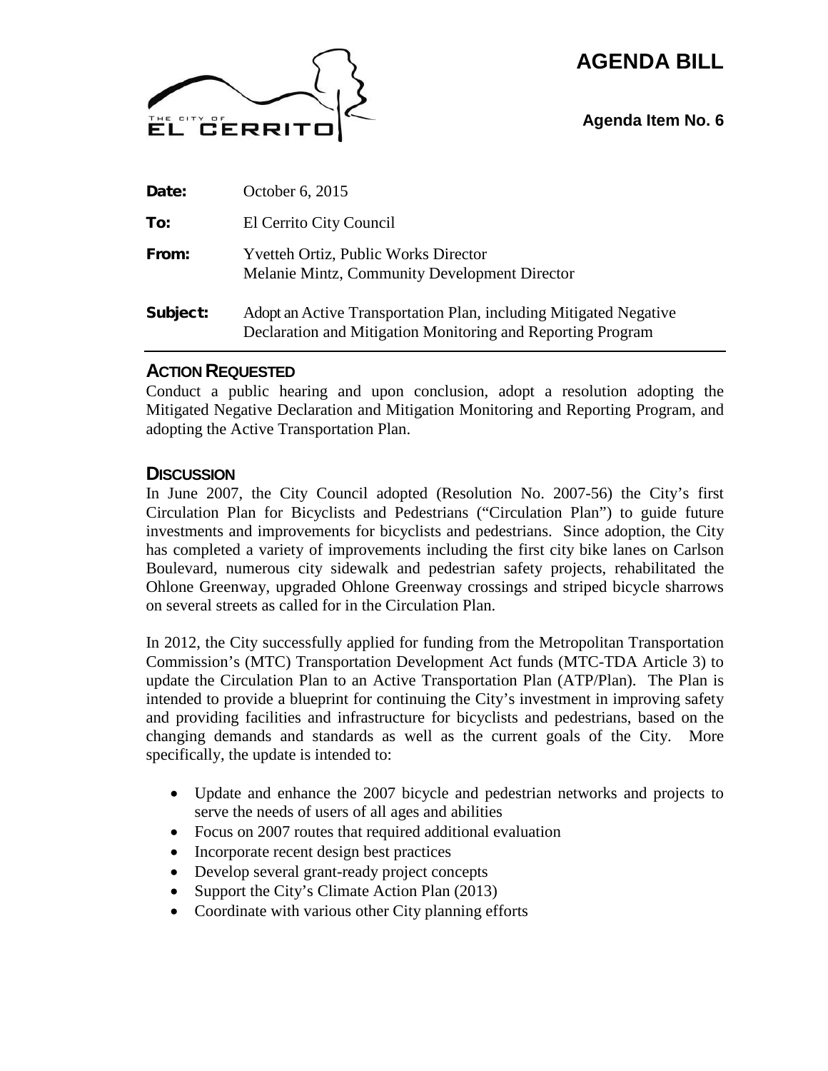# AGENDA BILL

**Agenda Item No. 6**

| | |
|---|---|
| **Date:** | October 6, 2015 |
| **To:** | El Cerrito City Council |
| **From:** | Yvetteh Ortiz, Public Works Director<br>Melanie Mintz, Community Development Director |
| **Subject:** | Adopt an Active Transportation Plan, including Mitigated Negative Declaration and Mitigation Monitoring and Reporting Program |

## ACTION REQUESTED

Conduct a public hearing and upon conclusion, adopt a resolution adopting the Mitigated Negative Declaration and Mitigation Monitoring and Reporting Program, and adopting the Active Transportation Plan.

## DISCUSSION

In June 2007, the City Council adopted (Resolution No. 2007-56) the City's first Circulation Plan for Bicyclists and Pedestrians ("Circulation Plan") to guide future investments and improvements for bicyclists and pedestrians. Since adoption, the City has completed a variety of improvements including the first city bike lanes on Carlson Boulevard, numerous city sidewalk and pedestrian safety projects, rehabilitated the Ohlone Greenway, upgraded Ohlone Greenway crossings and striped bicycle sharrows on several streets as called for in the Circulation Plan.

In 2012, the City successfully applied for funding from the Metropolitan Transportation Commission's (MTC) Transportation Development Act funds (MTC-TDA Article 3) to update the Circulation Plan to an Active Transportation Plan (ATP/Plan). The Plan is intended to provide a blueprint for continuing the City's investment in improving safety and providing facilities and infrastructure for bicyclists and pedestrians, based on the changing demands and standards as well as the current goals of the City. More specifically, the update is intended to:

- Update and enhance the 2007 bicycle and pedestrian networks and projects to serve the needs of users of all ages and abilities
- Focus on 2007 routes that required additional evaluation
- Incorporate recent design best practices
- Develop several grant-ready project concepts
- Support the City's Climate Action Plan (2013)
- Coordinate with various other City planning efforts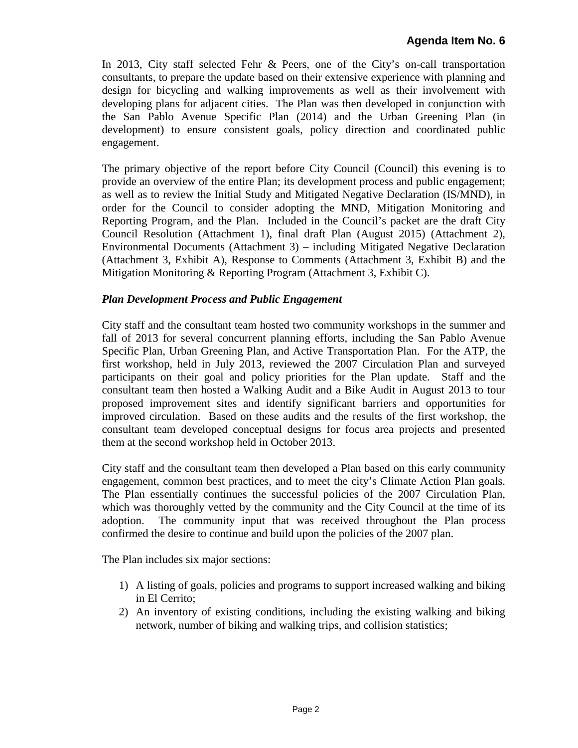In 2013, City staff selected Fehr & Peers, one of the City's on-call transportation consultants, to prepare the update based on their extensive experience with planning and design for bicycling and walking improvements as well as their involvement with developing plans for adjacent cities. The Plan was then developed in conjunction with the San Pablo Avenue Specific Plan (2014) and the Urban Greening Plan (in development) to ensure consistent goals, policy direction and coordinated public engagement.

The primary objective of the report before City Council (Council) this evening is to provide an overview of the entire Plan; its development process and public engagement; as well as to review the Initial Study and Mitigated Negative Declaration (IS/MND), in order for the Council to consider adopting the MND, Mitigation Monitoring and Reporting Program, and the Plan. Included in the Council's packet are the draft City Council Resolution (Attachment 1), final draft Plan (August 2015) (Attachment 2), Environmental Documents (Attachment 3) – including Mitigated Negative Declaration (Attachment 3, Exhibit A), Response to Comments (Attachment 3, Exhibit B) and the Mitigation Monitoring & Reporting Program (Attachment 3, Exhibit C).

***Plan Development Process and Public Engagement***

City staff and the consultant team hosted two community workshops in the summer and fall of 2013 for several concurrent planning efforts, including the San Pablo Avenue Specific Plan, Urban Greening Plan, and Active Transportation Plan. For the ATP, the first workshop, held in July 2013, reviewed the 2007 Circulation Plan and surveyed participants on their goal and policy priorities for the Plan update. Staff and the consultant team then hosted a Walking Audit and a Bike Audit in August 2013 to tour proposed improvement sites and identify significant barriers and opportunities for improved circulation. Based on these audits and the results of the first workshop, the consultant team developed conceptual designs for focus area projects and presented them at the second workshop held in October 2013.

City staff and the consultant team then developed a Plan based on this early community engagement, common best practices, and to meet the city's Climate Action Plan goals. The Plan essentially continues the successful policies of the 2007 Circulation Plan, which was thoroughly vetted by the community and the City Council at the time of its adoption. The community input that was received throughout the Plan process confirmed the desire to continue and build upon the policies of the 2007 plan.

The Plan includes six major sections:

1) A listing of goals, policies and programs to support increased walking and biking in El Cerrito;
2) An inventory of existing conditions, including the existing walking and biking network, number of biking and walking trips, and collision statistics;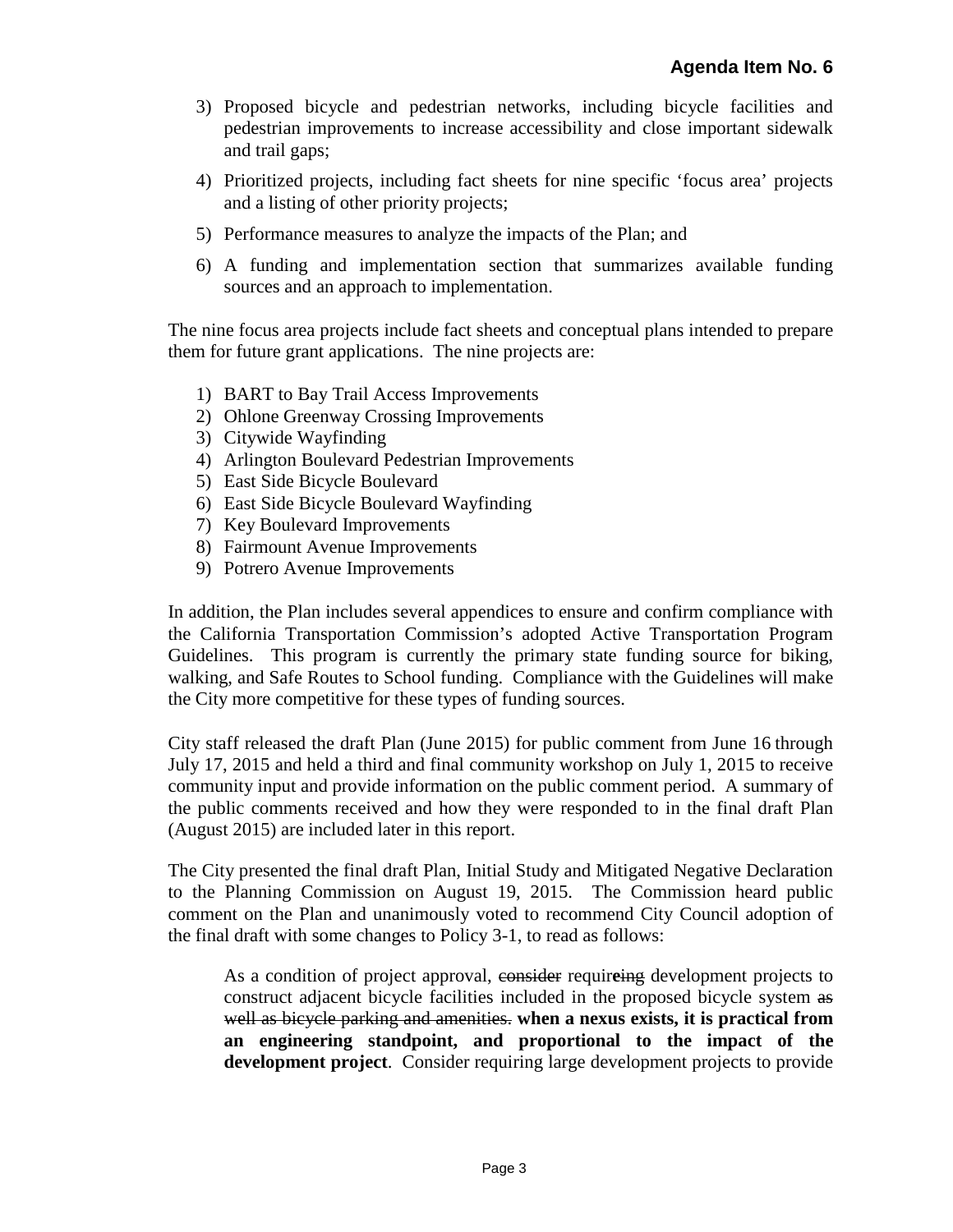3) Proposed bicycle and pedestrian networks, including bicycle facilities and pedestrian improvements to increase accessibility and close important sidewalk and trail gaps;
4) Prioritized projects, including fact sheets for nine specific 'focus area' projects and a listing of other priority projects;
5) Performance measures to analyze the impacts of the Plan; and
6) A funding and implementation section that summarizes available funding sources and an approach to implementation.

The nine focus area projects include fact sheets and conceptual plans intended to prepare them for future grant applications. The nine projects are:

1) BART to Bay Trail Access Improvements
2) Ohlone Greenway Crossing Improvements
3) Citywide Wayfinding
4) Arlington Boulevard Pedestrian Improvements
5) East Side Bicycle Boulevard
6) East Side Bicycle Boulevard Wayfinding
7) Key Boulevard Improvements
8) Fairmount Avenue Improvements
9) Potrero Avenue Improvements

In addition, the Plan includes several appendices to ensure and confirm compliance with the California Transportation Commission's adopted Active Transportation Program Guidelines. This program is currently the primary state funding source for biking, walking, and Safe Routes to School funding. Compliance with the Guidelines will make the City more competitive for these types of funding sources.

City staff released the draft Plan (June 2015) for public comment from June 16 through July 17, 2015 and held a third and final community workshop on July 1, 2015 to receive community input and provide information on the public comment period. A summary of the public comments received and how they were responded to in the final draft Plan (August 2015) are included later in this report.

The City presented the final draft Plan, Initial Study and Mitigated Negative Declaration to the Planning Commission on August 19, 2015. The Commission heard public comment on the Plan and unanimously voted to recommend City Council adoption of the final draft with some changes to Policy 3-1, to read as follows:

> As a condition of project approval, ~~consider~~ requir**e**~~ing~~ development projects to construct adjacent bicycle facilities included in the proposed bicycle system ~~as well as bicycle parking and amenities.~~ **when a nexus exists, it is practical from an engineering standpoint, and proportional to the impact of the development project**. Consider requiring large development projects to provide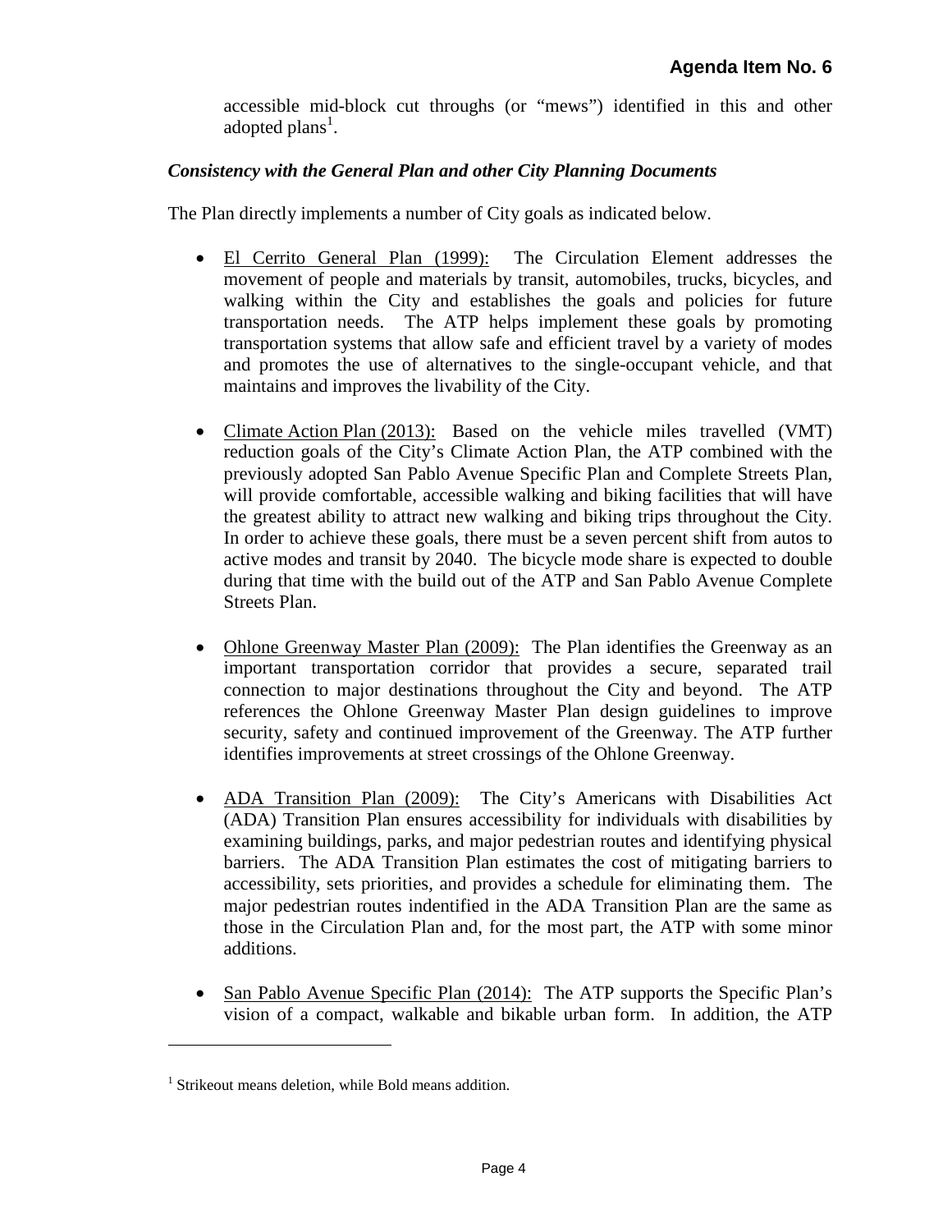accessible mid-block cut throughs (or "mews") identified in this and other adopted plans[1].

***Consistency with the General Plan and other City Planning Documents***

The Plan directly implements a number of City goals as indicated below.

- El Cerrito General Plan (1999): The Circulation Element addresses the movement of people and materials by transit, automobiles, trucks, bicycles, and walking within the City and establishes the goals and policies for future transportation needs. The ATP helps implement these goals by promoting transportation systems that allow safe and efficient travel by a variety of modes and promotes the use of alternatives to the single-occupant vehicle, and that maintains and improves the livability of the City.

- Climate Action Plan (2013): Based on the vehicle miles travelled (VMT) reduction goals of the City's Climate Action Plan, the ATP combined with the previously adopted San Pablo Avenue Specific Plan and Complete Streets Plan, will provide comfortable, accessible walking and biking facilities that will have the greatest ability to attract new walking and biking trips throughout the City. In order to achieve these goals, there must be a seven percent shift from autos to active modes and transit by 2040. The bicycle mode share is expected to double during that time with the build out of the ATP and San Pablo Avenue Complete Streets Plan.

- Ohlone Greenway Master Plan (2009): The Plan identifies the Greenway as an important transportation corridor that provides a secure, separated trail connection to major destinations throughout the City and beyond. The ATP references the Ohlone Greenway Master Plan design guidelines to improve security, safety and continued improvement of the Greenway. The ATP further identifies improvements at street crossings of the Ohlone Greenway.

- ADA Transition Plan (2009): The City's Americans with Disabilities Act (ADA) Transition Plan ensures accessibility for individuals with disabilities by examining buildings, parks, and major pedestrian routes and identifying physical barriers. The ADA Transition Plan estimates the cost of mitigating barriers to accessibility, sets priorities, and provides a schedule for eliminating them. The major pedestrian routes indentified in the ADA Transition Plan are the same as those in the Circulation Plan and, for the most part, the ATP with some minor additions.

- San Pablo Avenue Specific Plan (2014): The ATP supports the Specific Plan's vision of a compact, walkable and bikable urban form. In addition, the ATP

[1] Strikeout means deletion, while Bold means addition.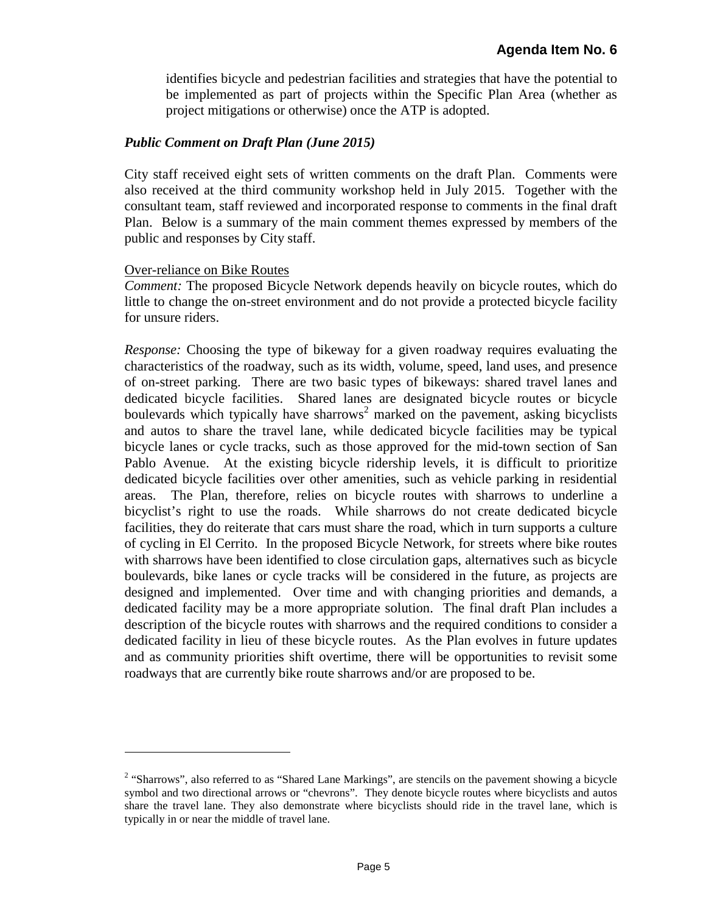identifies bicycle and pedestrian facilities and strategies that have the potential to be implemented as part of projects within the Specific Plan Area (whether as project mitigations or otherwise) once the ATP is adopted.

***Public Comment on Draft Plan (June 2015)***

City staff received eight sets of written comments on the draft Plan. Comments were also received at the third community workshop held in July 2015. Together with the consultant team, staff reviewed and incorporated response to comments in the final draft Plan. Below is a summary of the main comment themes expressed by members of the public and responses by City staff.

<u>Over-reliance on Bike Routes</u>

*Comment:* The proposed Bicycle Network depends heavily on bicycle routes, which do little to change the on-street environment and do not provide a protected bicycle facility for unsure riders.

*Response:* Choosing the type of bikeway for a given roadway requires evaluating the characteristics of the roadway, such as its width, volume, speed, land uses, and presence of on-street parking. There are two basic types of bikeways: shared travel lanes and dedicated bicycle facilities. Shared lanes are designated bicycle routes or bicycle boulevards which typically have sharrows[2] marked on the pavement, asking bicyclists and autos to share the travel lane, while dedicated bicycle facilities may be typical bicycle lanes or cycle tracks, such as those approved for the mid-town section of San Pablo Avenue. At the existing bicycle ridership levels, it is difficult to prioritize dedicated bicycle facilities over other amenities, such as vehicle parking in residential areas. The Plan, therefore, relies on bicycle routes with sharrows to underline a bicyclist's right to use the roads. While sharrows do not create dedicated bicycle facilities, they do reiterate that cars must share the road, which in turn supports a culture of cycling in El Cerrito. In the proposed Bicycle Network, for streets where bike routes with sharrows have been identified to close circulation gaps, alternatives such as bicycle boulevards, bike lanes or cycle tracks will be considered in the future, as projects are designed and implemented. Over time and with changing priorities and demands, a dedicated facility may be a more appropriate solution. The final draft Plan includes a description of the bicycle routes with sharrows and the required conditions to consider a dedicated facility in lieu of these bicycle routes. As the Plan evolves in future updates and as community priorities shift overtime, there will be opportunities to revisit some roadways that are currently bike route sharrows and/or are proposed to be.

---

[2] "Sharrows", also referred to as "Shared Lane Markings", are stencils on the pavement showing a bicycle symbol and two directional arrows or "chevrons". They denote bicycle routes where bicyclists and autos share the travel lane. They also demonstrate where bicyclists should ride in the travel lane, which is typically in or near the middle of travel lane.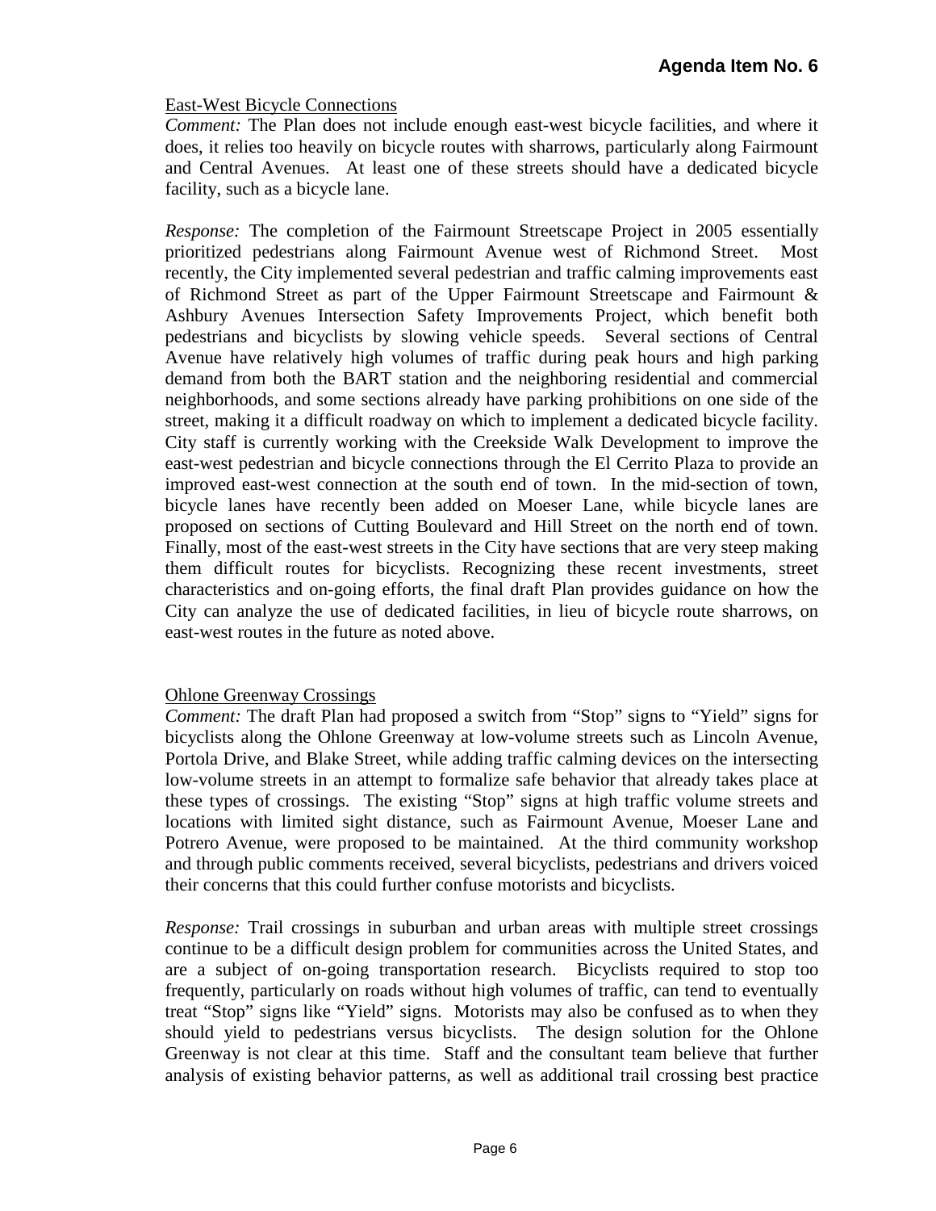East-West Bicycle Connections

*Comment:* The Plan does not include enough east-west bicycle facilities, and where it does, it relies too heavily on bicycle routes with sharrows, particularly along Fairmount and Central Avenues. At least one of these streets should have a dedicated bicycle facility, such as a bicycle lane.

*Response:* The completion of the Fairmount Streetscape Project in 2005 essentially prioritized pedestrians along Fairmount Avenue west of Richmond Street. Most recently, the City implemented several pedestrian and traffic calming improvements east of Richmond Street as part of the Upper Fairmount Streetscape and Fairmount & Ashbury Avenues Intersection Safety Improvements Project, which benefit both pedestrians and bicyclists by slowing vehicle speeds. Several sections of Central Avenue have relatively high volumes of traffic during peak hours and high parking demand from both the BART station and the neighboring residential and commercial neighborhoods, and some sections already have parking prohibitions on one side of the street, making it a difficult roadway on which to implement a dedicated bicycle facility. City staff is currently working with the Creekside Walk Development to improve the east-west pedestrian and bicycle connections through the El Cerrito Plaza to provide an improved east-west connection at the south end of town. In the mid-section of town, bicycle lanes have recently been added on Moeser Lane, while bicycle lanes are proposed on sections of Cutting Boulevard and Hill Street on the north end of town. Finally, most of the east-west streets in the City have sections that are very steep making them difficult routes for bicyclists. Recognizing these recent investments, street characteristics and on-going efforts, the final draft Plan provides guidance on how the City can analyze the use of dedicated facilities, in lieu of bicycle route sharrows, on east-west routes in the future as noted above.

Ohlone Greenway Crossings

*Comment:* The draft Plan had proposed a switch from "Stop" signs to "Yield" signs for bicyclists along the Ohlone Greenway at low-volume streets such as Lincoln Avenue, Portola Drive, and Blake Street, while adding traffic calming devices on the intersecting low-volume streets in an attempt to formalize safe behavior that already takes place at these types of crossings. The existing "Stop" signs at high traffic volume streets and locations with limited sight distance, such as Fairmount Avenue, Moeser Lane and Potrero Avenue, were proposed to be maintained. At the third community workshop and through public comments received, several bicyclists, pedestrians and drivers voiced their concerns that this could further confuse motorists and bicyclists.

*Response:* Trail crossings in suburban and urban areas with multiple street crossings continue to be a difficult design problem for communities across the United States, and are a subject of on-going transportation research. Bicyclists required to stop too frequently, particularly on roads without high volumes of traffic, can tend to eventually treat "Stop" signs like "Yield" signs. Motorists may also be confused as to when they should yield to pedestrians versus bicyclists. The design solution for the Ohlone Greenway is not clear at this time. Staff and the consultant team believe that further analysis of existing behavior patterns, as well as additional trail crossing best practice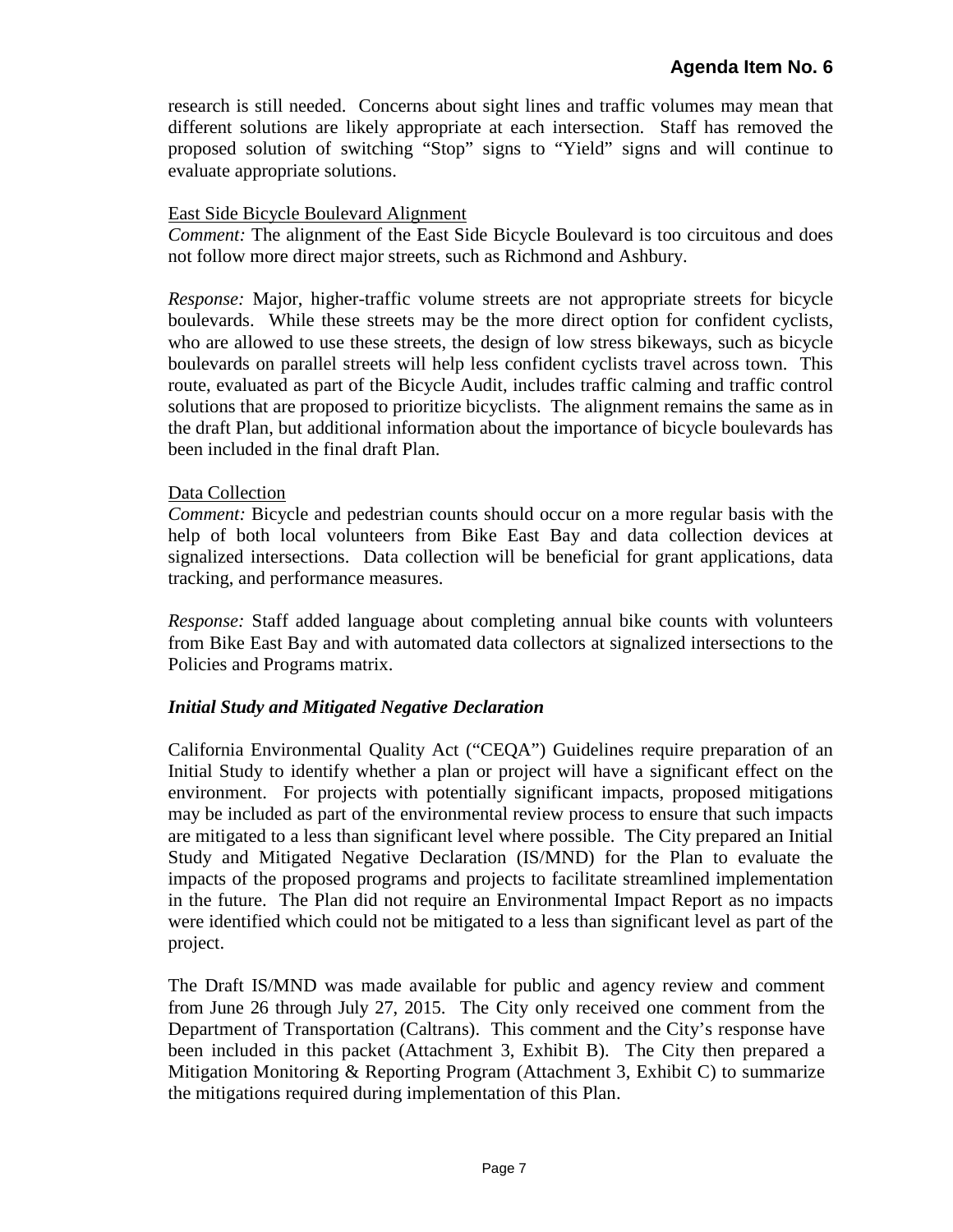research is still needed. Concerns about sight lines and traffic volumes may mean that different solutions are likely appropriate at each intersection. Staff has removed the proposed solution of switching "Stop" signs to "Yield" signs and will continue to evaluate appropriate solutions.

<u>East Side Bicycle Boulevard Alignment</u>

*Comment:* The alignment of the East Side Bicycle Boulevard is too circuitous and does not follow more direct major streets, such as Richmond and Ashbury.

*Response:* Major, higher-traffic volume streets are not appropriate streets for bicycle boulevards. While these streets may be the more direct option for confident cyclists, who are allowed to use these streets, the design of low stress bikeways, such as bicycle boulevards on parallel streets will help less confident cyclists travel across town. This route, evaluated as part of the Bicycle Audit, includes traffic calming and traffic control solutions that are proposed to prioritize bicyclists. The alignment remains the same as in the draft Plan, but additional information about the importance of bicycle boulevards has been included in the final draft Plan.

<u>Data Collection</u>

*Comment:* Bicycle and pedestrian counts should occur on a more regular basis with the help of both local volunteers from Bike East Bay and data collection devices at signalized intersections. Data collection will be beneficial for grant applications, data tracking, and performance measures.

*Response:* Staff added language about completing annual bike counts with volunteers from Bike East Bay and with automated data collectors at signalized intersections to the Policies and Programs matrix.

***Initial Study and Mitigated Negative Declaration***

California Environmental Quality Act ("CEQA") Guidelines require preparation of an Initial Study to identify whether a plan or project will have a significant effect on the environment. For projects with potentially significant impacts, proposed mitigations may be included as part of the environmental review process to ensure that such impacts are mitigated to a less than significant level where possible. The City prepared an Initial Study and Mitigated Negative Declaration (IS/MND) for the Plan to evaluate the impacts of the proposed programs and projects to facilitate streamlined implementation in the future. The Plan did not require an Environmental Impact Report as no impacts were identified which could not be mitigated to a less than significant level as part of the project.

The Draft IS/MND was made available for public and agency review and comment from June 26 through July 27, 2015. The City only received one comment from the Department of Transportation (Caltrans). This comment and the City's response have been included in this packet (Attachment 3, Exhibit B). The City then prepared a Mitigation Monitoring & Reporting Program (Attachment 3, Exhibit C) to summarize the mitigations required during implementation of this Plan.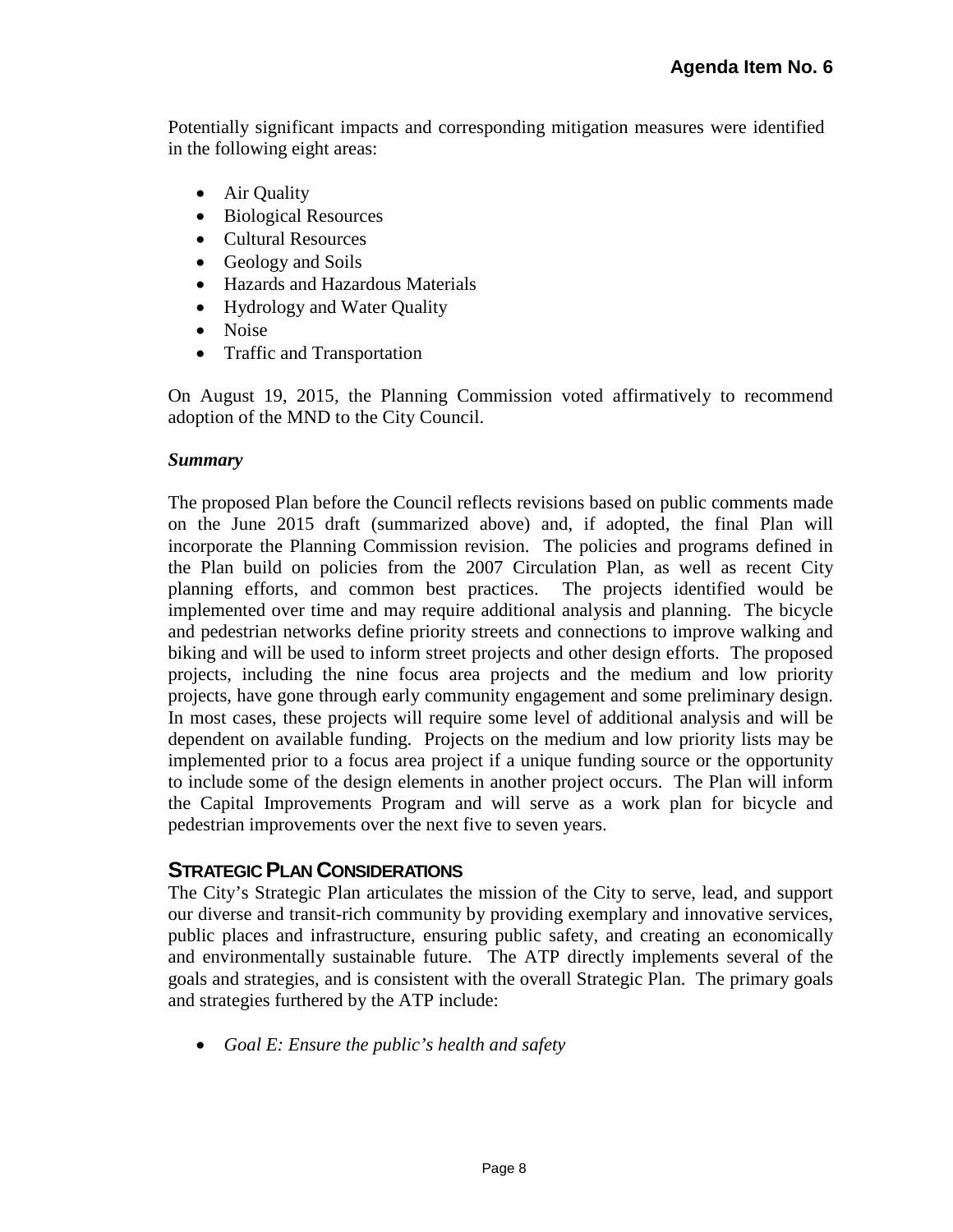Potentially significant impacts and corresponding mitigation measures were identified in the following eight areas:

- Air Quality
- Biological Resources
- Cultural Resources
- Geology and Soils
- Hazards and Hazardous Materials
- Hydrology and Water Quality
- Noise
- Traffic and Transportation

On August 19, 2015, the Planning Commission voted affirmatively to recommend adoption of the MND to the City Council.

***Summary***

The proposed Plan before the Council reflects revisions based on public comments made on the June 2015 draft (summarized above) and, if adopted, the final Plan will incorporate the Planning Commission revision. The policies and programs defined in the Plan build on policies from the 2007 Circulation Plan, as well as recent City planning efforts, and common best practices. The projects identified would be implemented over time and may require additional analysis and planning. The bicycle and pedestrian networks define priority streets and connections to improve walking and biking and will be used to inform street projects and other design efforts. The proposed projects, including the nine focus area projects and the medium and low priority projects, have gone through early community engagement and some preliminary design. In most cases, these projects will require some level of additional analysis and will be dependent on available funding. Projects on the medium and low priority lists may be implemented prior to a focus area project if a unique funding source or the opportunity to include some of the design elements in another project occurs. The Plan will inform the Capital Improvements Program and will serve as a work plan for bicycle and pedestrian improvements over the next five to seven years.

## STRATEGIC PLAN CONSIDERATIONS

The City's Strategic Plan articulates the mission of the City to serve, lead, and support our diverse and transit-rich community by providing exemplary and innovative services, public places and infrastructure, ensuring public safety, and creating an economically and environmentally sustainable future. The ATP directly implements several of the goals and strategies, and is consistent with the overall Strategic Plan. The primary goals and strategies furthered by the ATP include:

- *Goal E: Ensure the public's health and safety*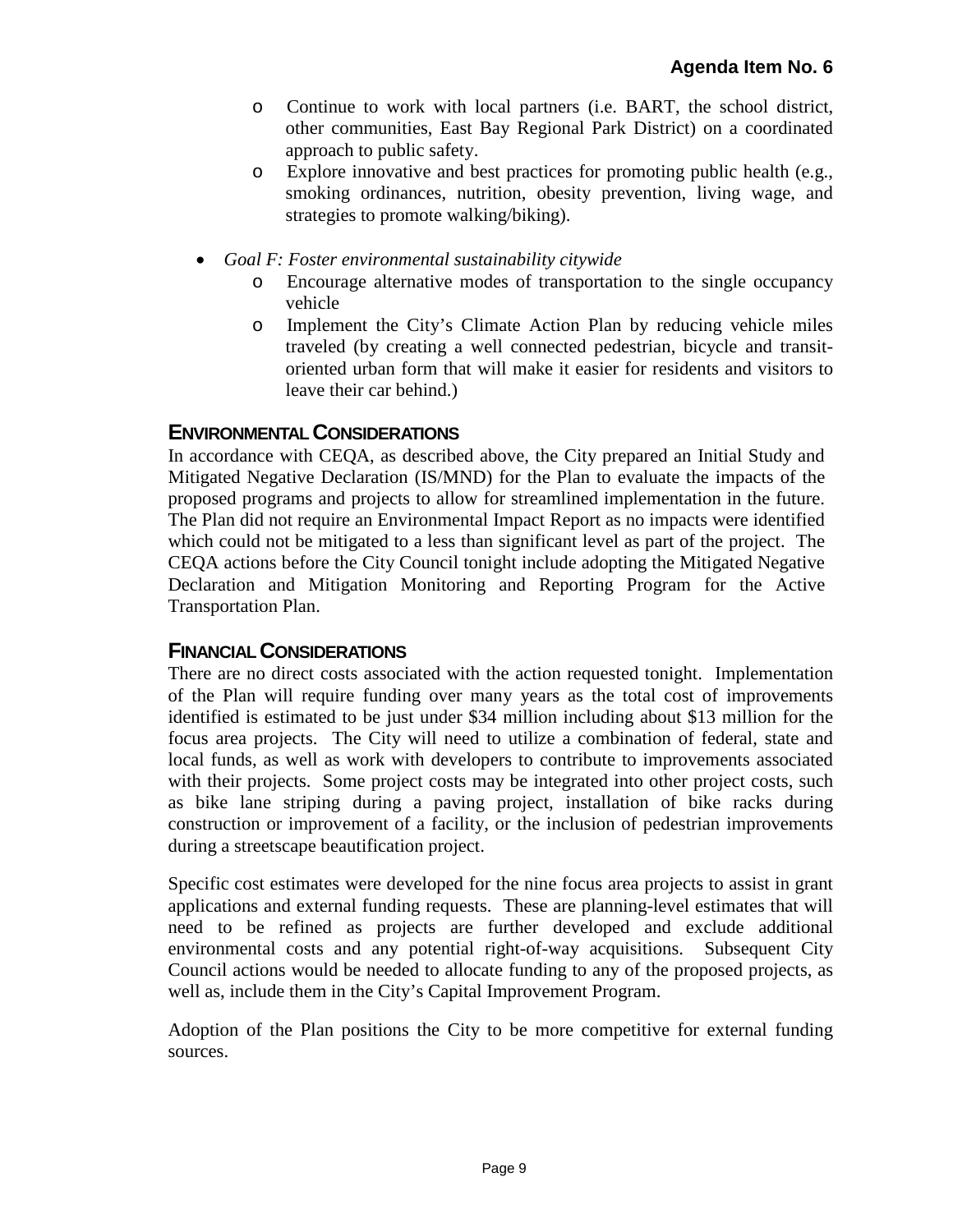- Continue to work with local partners (i.e. BART, the school district, other communities, East Bay Regional Park District) on a coordinated approach to public safety.
  - Explore innovative and best practices for promoting public health (e.g., smoking ordinances, nutrition, obesity prevention, living wage, and strategies to promote walking/biking).

- *Goal F: Foster environmental sustainability citywide*
  - Encourage alternative modes of transportation to the single occupancy vehicle
  - Implement the City's Climate Action Plan by reducing vehicle miles traveled (by creating a well connected pedestrian, bicycle and transit-oriented urban form that will make it easier for residents and visitors to leave their car behind.)

## ENVIRONMENTAL CONSIDERATIONS

In accordance with CEQA, as described above, the City prepared an Initial Study and Mitigated Negative Declaration (IS/MND) for the Plan to evaluate the impacts of the proposed programs and projects to allow for streamlined implementation in the future. The Plan did not require an Environmental Impact Report as no impacts were identified which could not be mitigated to a less than significant level as part of the project. The CEQA actions before the City Council tonight include adopting the Mitigated Negative Declaration and Mitigation Monitoring and Reporting Program for the Active Transportation Plan.

## FINANCIAL CONSIDERATIONS

There are no direct costs associated with the action requested tonight. Implementation of the Plan will require funding over many years as the total cost of improvements identified is estimated to be just under $34 million including about $13 million for the focus area projects. The City will need to utilize a combination of federal, state and local funds, as well as work with developers to contribute to improvements associated with their projects. Some project costs may be integrated into other project costs, such as bike lane striping during a paving project, installation of bike racks during construction or improvement of a facility, or the inclusion of pedestrian improvements during a streetscape beautification project.

Specific cost estimates were developed for the nine focus area projects to assist in grant applications and external funding requests. These are planning-level estimates that will need to be refined as projects are further developed and exclude additional environmental costs and any potential right-of-way acquisitions. Subsequent City Council actions would be needed to allocate funding to any of the proposed projects, as well as, include them in the City's Capital Improvement Program.

Adoption of the Plan positions the City to be more competitive for external funding sources.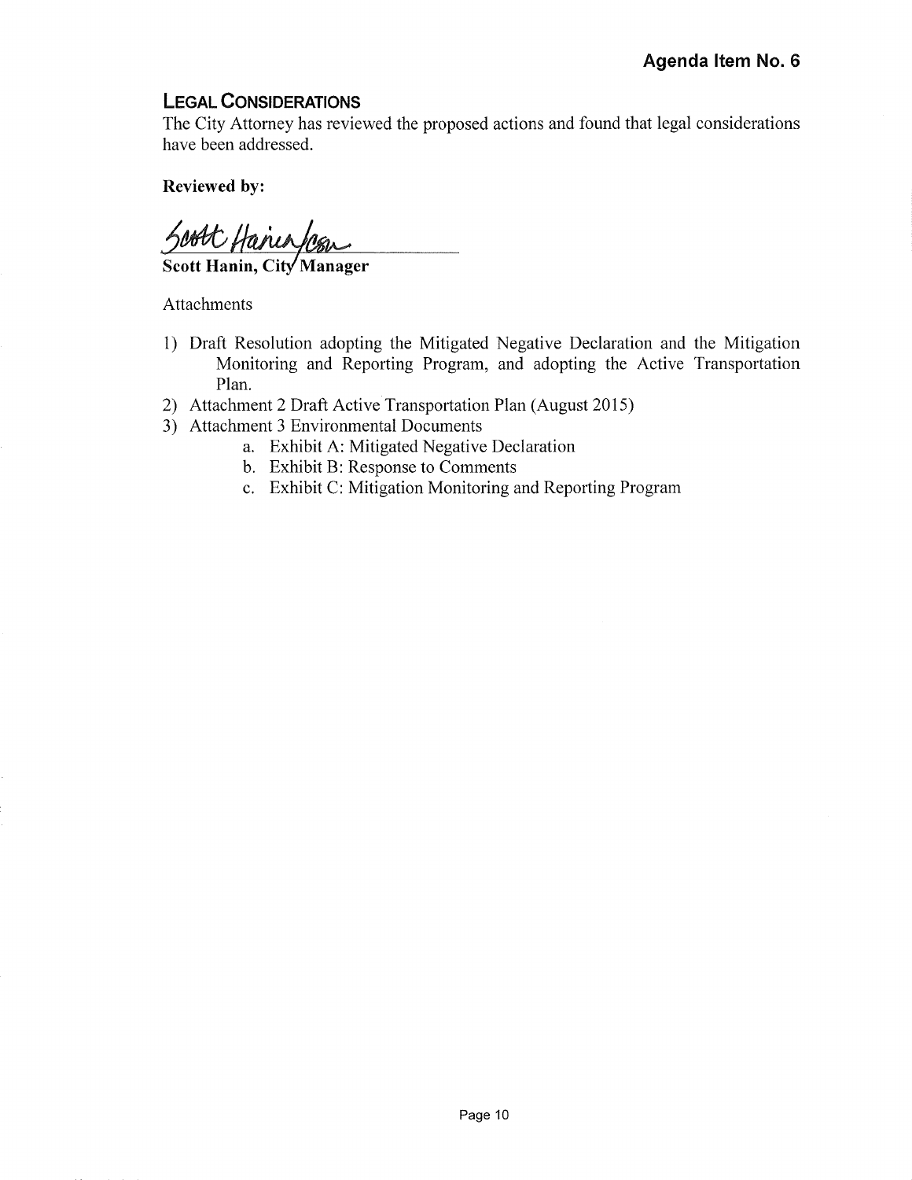## LEGAL CONSIDERATIONS

The City Attorney has reviewed the proposed actions and found that legal considerations have been addressed.

**Reviewed by:**

Scott Hanin/CSR

**Scott Hanin, City Manager**

Attachments

1) Draft Resolution adopting the Mitigated Negative Declaration and the Mitigation Monitoring and Reporting Program, and adopting the Active Transportation Plan.
2) Attachment 2 Draft Active Transportation Plan (August 2015)
3) Attachment 3 Environmental Documents
   a. Exhibit A: Mitigated Negative Declaration
   b. Exhibit B: Response to Comments
   c. Exhibit C: Mitigation Monitoring and Reporting Program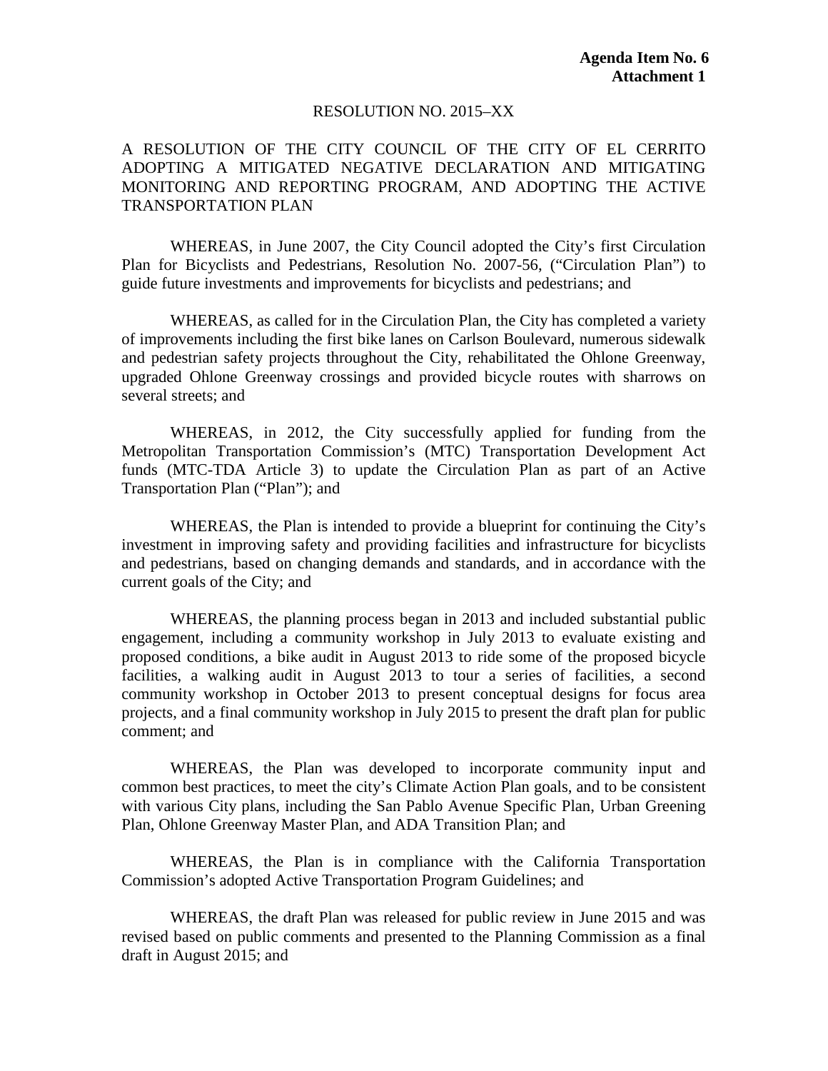**Agenda Item No. 6**
**Attachment 1**

RESOLUTION NO. 2015–XX

A RESOLUTION OF THE CITY COUNCIL OF THE CITY OF EL CERRITO ADOPTING A MITIGATED NEGATIVE DECLARATION AND MITIGATING MONITORING AND REPORTING PROGRAM, AND ADOPTING THE ACTIVE TRANSPORTATION PLAN

WHEREAS, in June 2007, the City Council adopted the City's first Circulation Plan for Bicyclists and Pedestrians, Resolution No. 2007-56, ("Circulation Plan") to guide future investments and improvements for bicyclists and pedestrians; and

WHEREAS, as called for in the Circulation Plan, the City has completed a variety of improvements including the first bike lanes on Carlson Boulevard, numerous sidewalk and pedestrian safety projects throughout the City, rehabilitated the Ohlone Greenway, upgraded Ohlone Greenway crossings and provided bicycle routes with sharrows on several streets; and

WHEREAS, in 2012, the City successfully applied for funding from the Metropolitan Transportation Commission's (MTC) Transportation Development Act funds (MTC-TDA Article 3) to update the Circulation Plan as part of an Active Transportation Plan ("Plan"); and

WHEREAS, the Plan is intended to provide a blueprint for continuing the City's investment in improving safety and providing facilities and infrastructure for bicyclists and pedestrians, based on changing demands and standards, and in accordance with the current goals of the City; and

WHEREAS, the planning process began in 2013 and included substantial public engagement, including a community workshop in July 2013 to evaluate existing and proposed conditions, a bike audit in August 2013 to ride some of the proposed bicycle facilities, a walking audit in August 2013 to tour a series of facilities, a second community workshop in October 2013 to present conceptual designs for focus area projects, and a final community workshop in July 2015 to present the draft plan for public comment; and

WHEREAS, the Plan was developed to incorporate community input and common best practices, to meet the city's Climate Action Plan goals, and to be consistent with various City plans, including the San Pablo Avenue Specific Plan, Urban Greening Plan, Ohlone Greenway Master Plan, and ADA Transition Plan; and

WHEREAS, the Plan is in compliance with the California Transportation Commission's adopted Active Transportation Program Guidelines; and

WHEREAS, the draft Plan was released for public review in June 2015 and was revised based on public comments and presented to the Planning Commission as a final draft in August 2015; and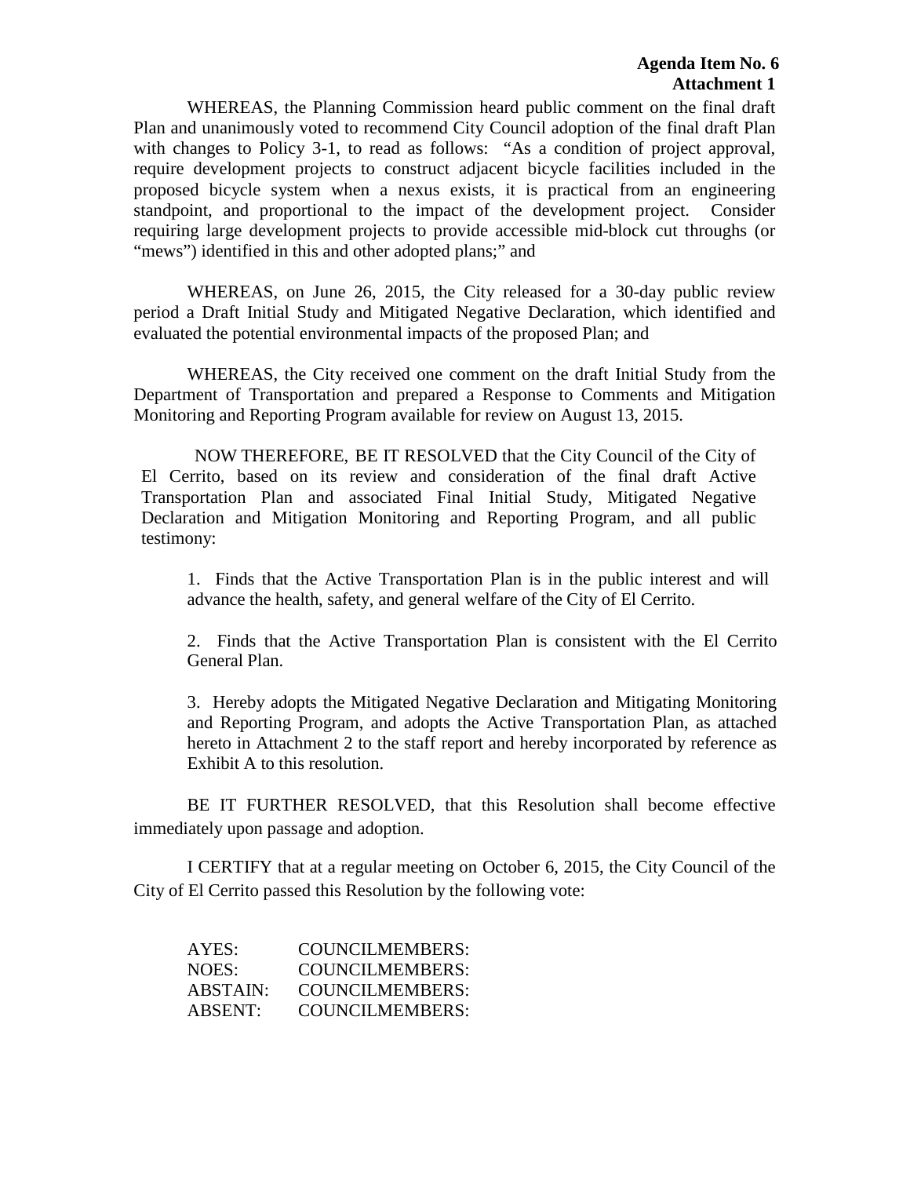**Agenda Item No. 6**
**Attachment 1**

WHEREAS, the Planning Commission heard public comment on the final draft Plan and unanimously voted to recommend City Council adoption of the final draft Plan with changes to Policy 3-1, to read as follows: "As a condition of project approval, require development projects to construct adjacent bicycle facilities included in the proposed bicycle system when a nexus exists, it is practical from an engineering standpoint, and proportional to the impact of the development project. Consider requiring large development projects to provide accessible mid-block cut throughs (or "mews") identified in this and other adopted plans;" and

WHEREAS, on June 26, 2015, the City released for a 30-day public review period a Draft Initial Study and Mitigated Negative Declaration, which identified and evaluated the potential environmental impacts of the proposed Plan; and

WHEREAS, the City received one comment on the draft Initial Study from the Department of Transportation and prepared a Response to Comments and Mitigation Monitoring and Reporting Program available for review on August 13, 2015.

NOW THEREFORE, BE IT RESOLVED that the City Council of the City of El Cerrito, based on its review and consideration of the final draft Active Transportation Plan and associated Final Initial Study, Mitigated Negative Declaration and Mitigation Monitoring and Reporting Program, and all public testimony:

1. Finds that the Active Transportation Plan is in the public interest and will advance the health, safety, and general welfare of the City of El Cerrito.

2. Finds that the Active Transportation Plan is consistent with the El Cerrito General Plan.

3. Hereby adopts the Mitigated Negative Declaration and Mitigating Monitoring and Reporting Program, and adopts the Active Transportation Plan, as attached hereto in Attachment 2 to the staff report and hereby incorporated by reference as Exhibit A to this resolution.

BE IT FURTHER RESOLVED, that this Resolution shall become effective immediately upon passage and adoption.

I CERTIFY that at a regular meeting on October 6, 2015, the City Council of the City of El Cerrito passed this Resolution by the following vote:

AYES: COUNCILMEMBERS:
NOES: COUNCILMEMBERS:
ABSTAIN: COUNCILMEMBERS:
ABSENT: COUNCILMEMBERS: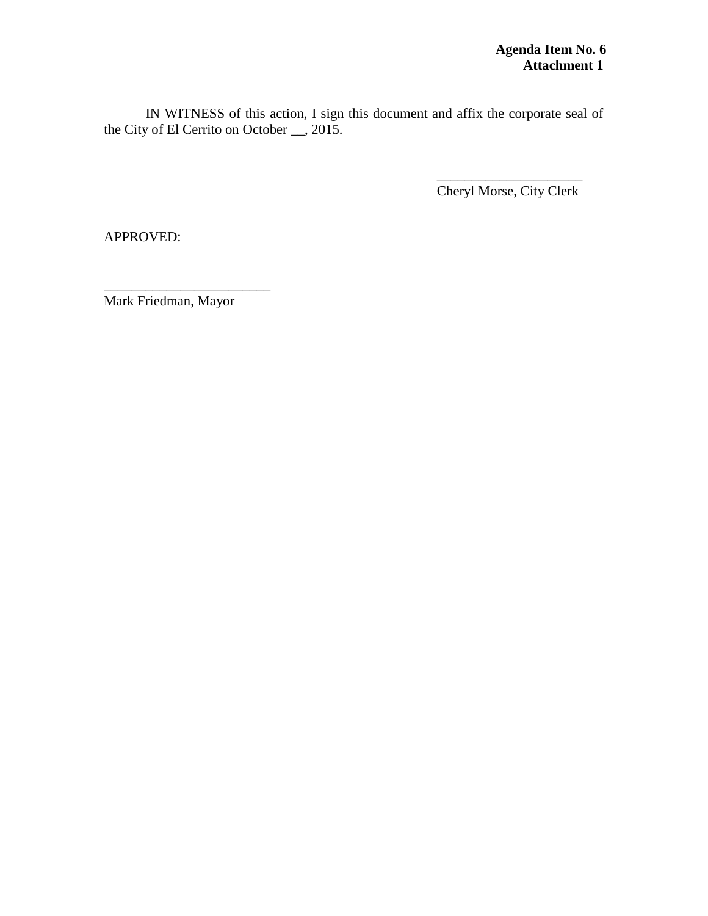**Agenda Item No. 6**
**Attachment 1**

IN WITNESS of this action, I sign this document and affix the corporate seal of the City of El Cerrito on October __, 2015.

_____________________
Cheryl Morse, City Clerk

APPROVED:

________________________
Mark Friedman, Mayor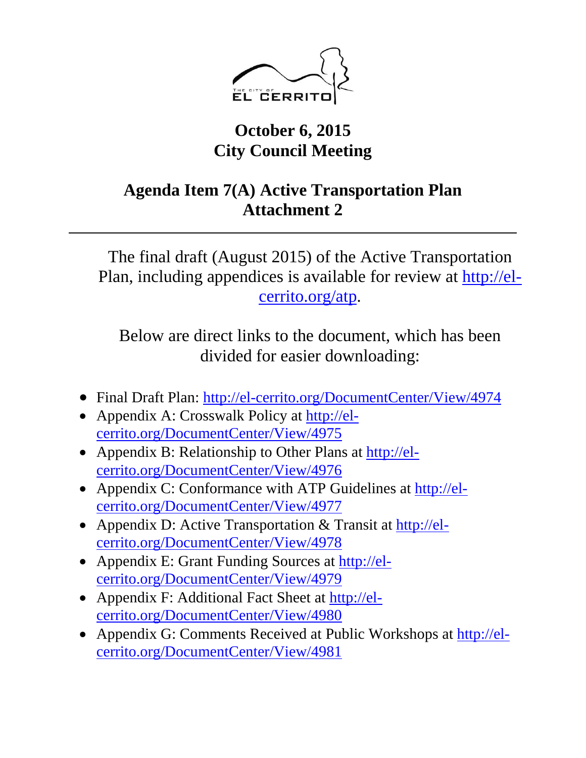THE CITY OF EL CERRITO

# October 6, 2015
# City Council Meeting

## Agenda Item 7(A) Active Transportation Plan Attachment 2

---

The final draft (August 2015) of the Active Transportation Plan, including appendices is available for review at http://el-cerrito.org/atp.

Below are direct links to the document, which has been divided for easier downloading:

- Final Draft Plan: http://el-cerrito.org/DocumentCenter/View/4974
- Appendix A: Crosswalk Policy at http://el-cerrito.org/DocumentCenter/View/4975
- Appendix B: Relationship to Other Plans at http://el-cerrito.org/DocumentCenter/View/4976
- Appendix C: Conformance with ATP Guidelines at http://el-cerrito.org/DocumentCenter/View/4977
- Appendix D: Active Transportation & Transit at http://el-cerrito.org/DocumentCenter/View/4978
- Appendix E: Grant Funding Sources at http://el-cerrito.org/DocumentCenter/View/4979
- Appendix F: Additional Fact Sheet at http://el-cerrito.org/DocumentCenter/View/4980
- Appendix G: Comments Received at Public Workshops at http://el-cerrito.org/DocumentCenter/View/4981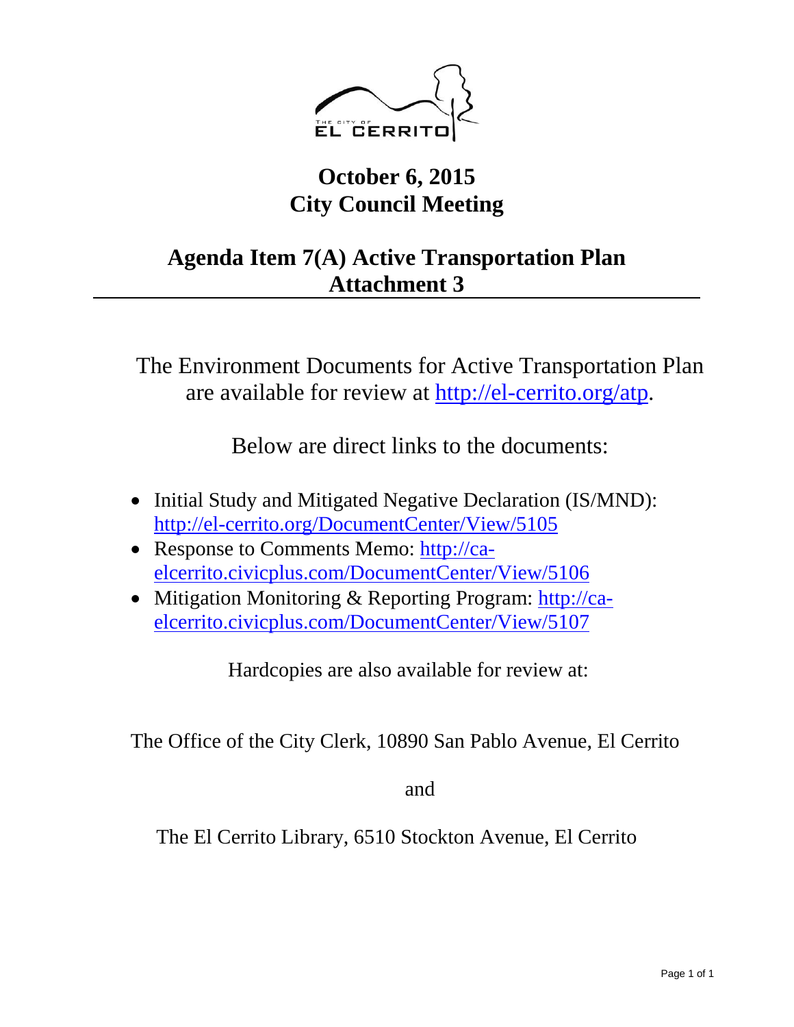THE CITY OF EL CERRITO

# October 6, 2015
# City Council Meeting

## Agenda Item 7(A) Active Transportation Plan Attachment 3

---

The Environment Documents for Active Transportation Plan are available for review at http://el-cerrito.org/atp.

Below are direct links to the documents:

- Initial Study and Mitigated Negative Declaration (IS/MND): http://el-cerrito.org/DocumentCenter/View/5105
- Response to Comments Memo: http://ca-elcerrito.civicplus.com/DocumentCenter/View/5106
- Mitigation Monitoring & Reporting Program: http://ca-elcerrito.civicplus.com/DocumentCenter/View/5107

Hardcopies are also available for review at:

The Office of the City Clerk, 10890 San Pablo Avenue, El Cerrito

and

The El Cerrito Library, 6510 Stockton Avenue, El Cerrito